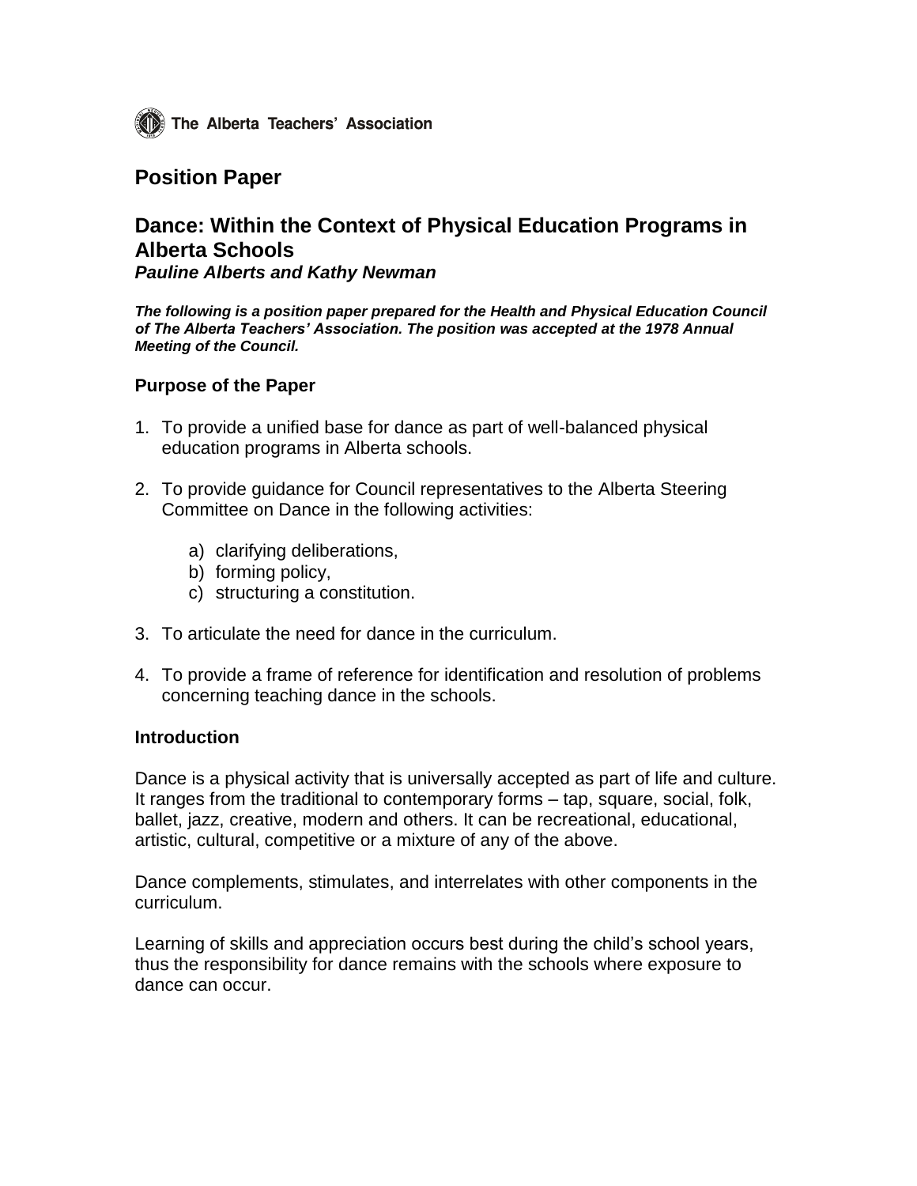The Alberta Teachers' Association

# Position Paper

## Dance: Within the Context of Physical Education Programs in Alberta Schools

***Pauline Alberts and Kathy Newman***

***The following is a position paper prepared for the Health and Physical Education Council of The Alberta Teachers' Association. The position was accepted at the 1978 Annual Meeting of the Council.***

### Purpose of the Paper

1. To provide a unified base for dance as part of well-balanced physical education programs in Alberta schools.

2. To provide guidance for Council representatives to the Alberta Steering Committee on Dance in the following activities:

   a) clarifying deliberations,
   b) forming policy,
   c) structuring a constitution.

3. To articulate the need for dance in the curriculum.

4. To provide a frame of reference for identification and resolution of problems concerning teaching dance in the schools.

### Introduction

Dance is a physical activity that is universally accepted as part of life and culture. It ranges from the traditional to contemporary forms – tap, square, social, folk, ballet, jazz, creative, modern and others. It can be recreational, educational, artistic, cultural, competitive or a mixture of any of the above.

Dance complements, stimulates, and interrelates with other components in the curriculum.

Learning of skills and appreciation occurs best during the child's school years, thus the responsibility for dance remains with the schools where exposure to dance can occur.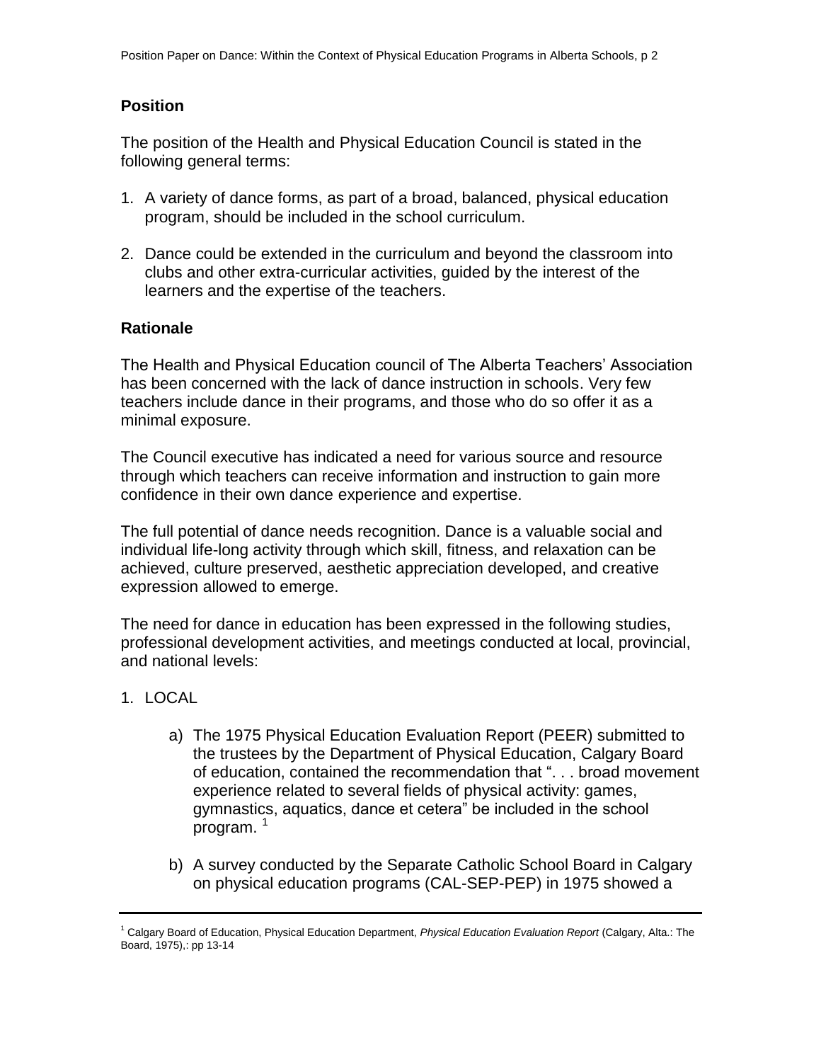## Position

The position of the Health and Physical Education Council is stated in the following general terms:

1. A variety of dance forms, as part of a broad, balanced, physical education program, should be included in the school curriculum.

2. Dance could be extended in the curriculum and beyond the classroom into clubs and other extra-curricular activities, guided by the interest of the learners and the expertise of the teachers.

## Rationale

The Health and Physical Education council of The Alberta Teachers' Association has been concerned with the lack of dance instruction in schools. Very few teachers include dance in their programs, and those who do so offer it as a minimal exposure.

The Council executive has indicated a need for various source and resource through which teachers can receive information and instruction to gain more confidence in their own dance experience and expertise.

The full potential of dance needs recognition. Dance is a valuable social and individual life-long activity through which skill, fitness, and relaxation can be achieved, culture preserved, aesthetic appreciation developed, and creative expression allowed to emerge.

The need for dance in education has been expressed in the following studies, professional development activities, and meetings conducted at local, provincial, and national levels:

1. LOCAL

    a) The 1975 Physical Education Evaluation Report (PEER) submitted to the trustees by the Department of Physical Education, Calgary Board of education, contained the recommendation that ". . . broad movement experience related to several fields of physical activity: games, gymnastics, aquatics, dance et cetera" be included in the school program. [1]

    b) A survey conducted by the Separate Catholic School Board in Calgary on physical education programs (CAL-SEP-PEP) in 1975 showed a

---

[1] Calgary Board of Education, Physical Education Department, *Physical Education Evaluation Report* (Calgary, Alta.: The Board, 1975),: pp 13-14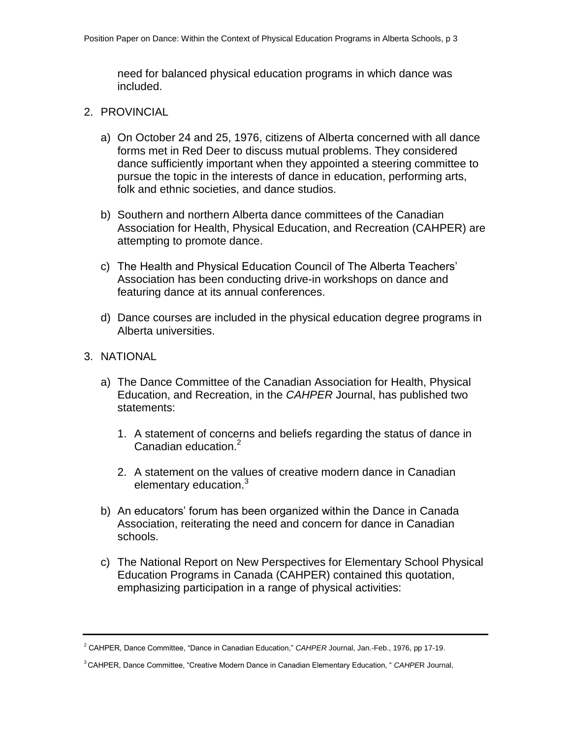need for balanced physical education programs in which dance was included.

2. PROVINCIAL

   a) On October 24 and 25, 1976, citizens of Alberta concerned with all dance forms met in Red Deer to discuss mutual problems. They considered dance sufficiently important when they appointed a steering committee to pursue the topic in the interests of dance in education, performing arts, folk and ethnic societies, and dance studios.

   b) Southern and northern Alberta dance committees of the Canadian Association for Health, Physical Education, and Recreation (CAHPER) are attempting to promote dance.

   c) The Health and Physical Education Council of The Alberta Teachers' Association has been conducting drive-in workshops on dance and featuring dance at its annual conferences.

   d) Dance courses are included in the physical education degree programs in Alberta universities.

3. NATIONAL

   a) The Dance Committee of the Canadian Association for Health, Physical Education, and Recreation, in the *CAHPER* Journal, has published two statements:

      1. A statement of concerns and beliefs regarding the status of dance in Canadian education.[2]

      2. A statement on the values of creative modern dance in Canadian elementary education.[3]

   b) An educators' forum has been organized within the Dance in Canada Association, reiterating the need and concern for dance in Canadian schools.

   c) The National Report on New Perspectives for Elementary School Physical Education Programs in Canada (CAHPER) contained this quotation, emphasizing participation in a range of physical activities:

---

[2] CAHPER, Dance Committee, "Dance in Canadian Education," *CAHPER* Journal, Jan.-Feb., 1976, pp 17-19.

[3] CAHPER, Dance Committee, "Creative Modern Dance in Canadian Elementary Education, " *CAHPER* Journal,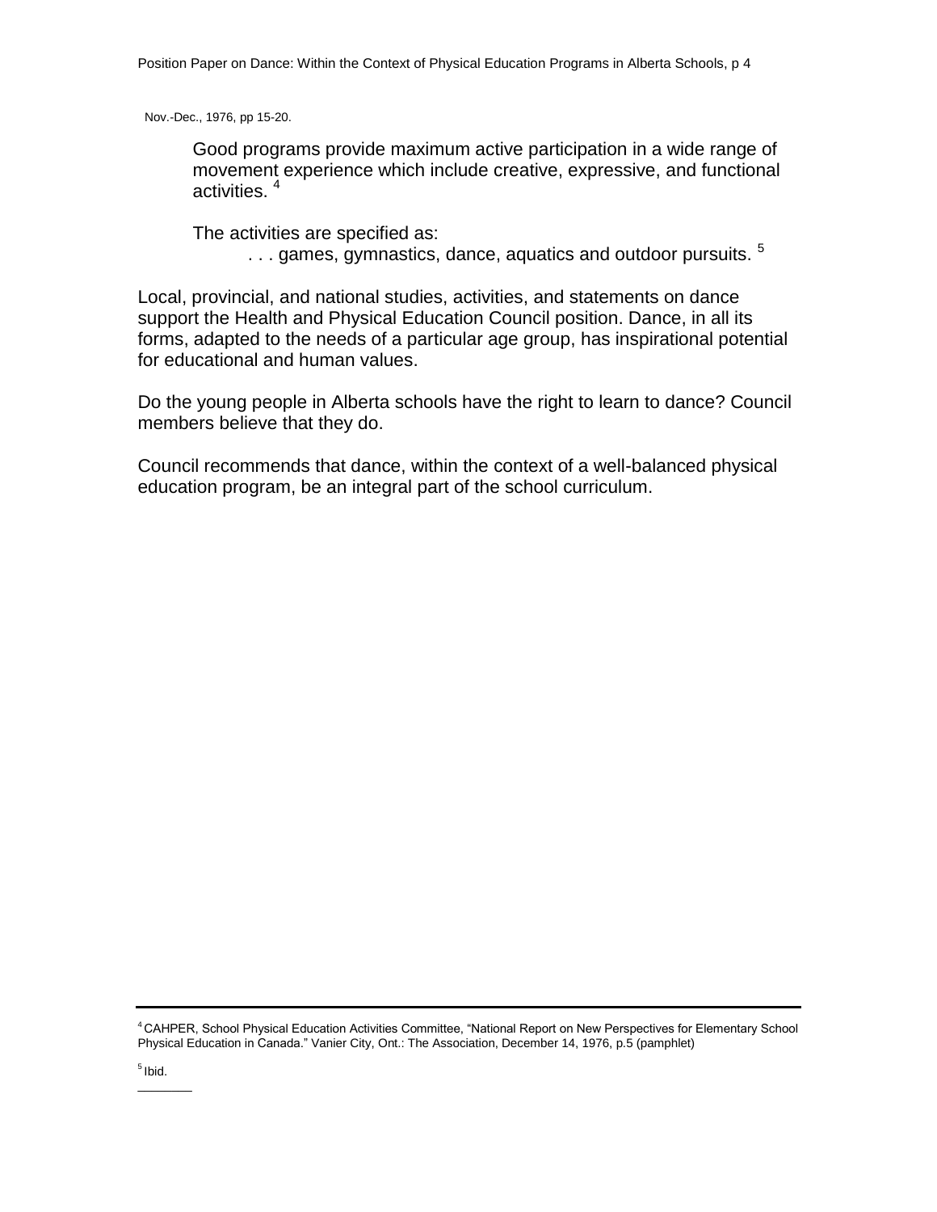Nov.-Dec., 1976, pp 15-20.

> Good programs provide maximum active participation in a wide range of movement experience which include creative, expressive, and functional activities. [4]
>
> The activities are specified as:
>
> . . . games, gymnastics, dance, aquatics and outdoor pursuits. [5]

Local, provincial, and national studies, activities, and statements on dance support the Health and Physical Education Council position. Dance, in all its forms, adapted to the needs of a particular age group, has inspirational potential for educational and human values.

Do the young people in Alberta schools have the right to learn to dance? Council members believe that they do.

Council recommends that dance, within the context of a well-balanced physical education program, be an integral part of the school curriculum.

---

[4] CAHPER, School Physical Education Activities Committee, "National Report on New Perspectives for Elementary School Physical Education in Canada." Vanier City, Ont.: The Association, December 14, 1976, p.5 (pamphlet)

[5] Ibid.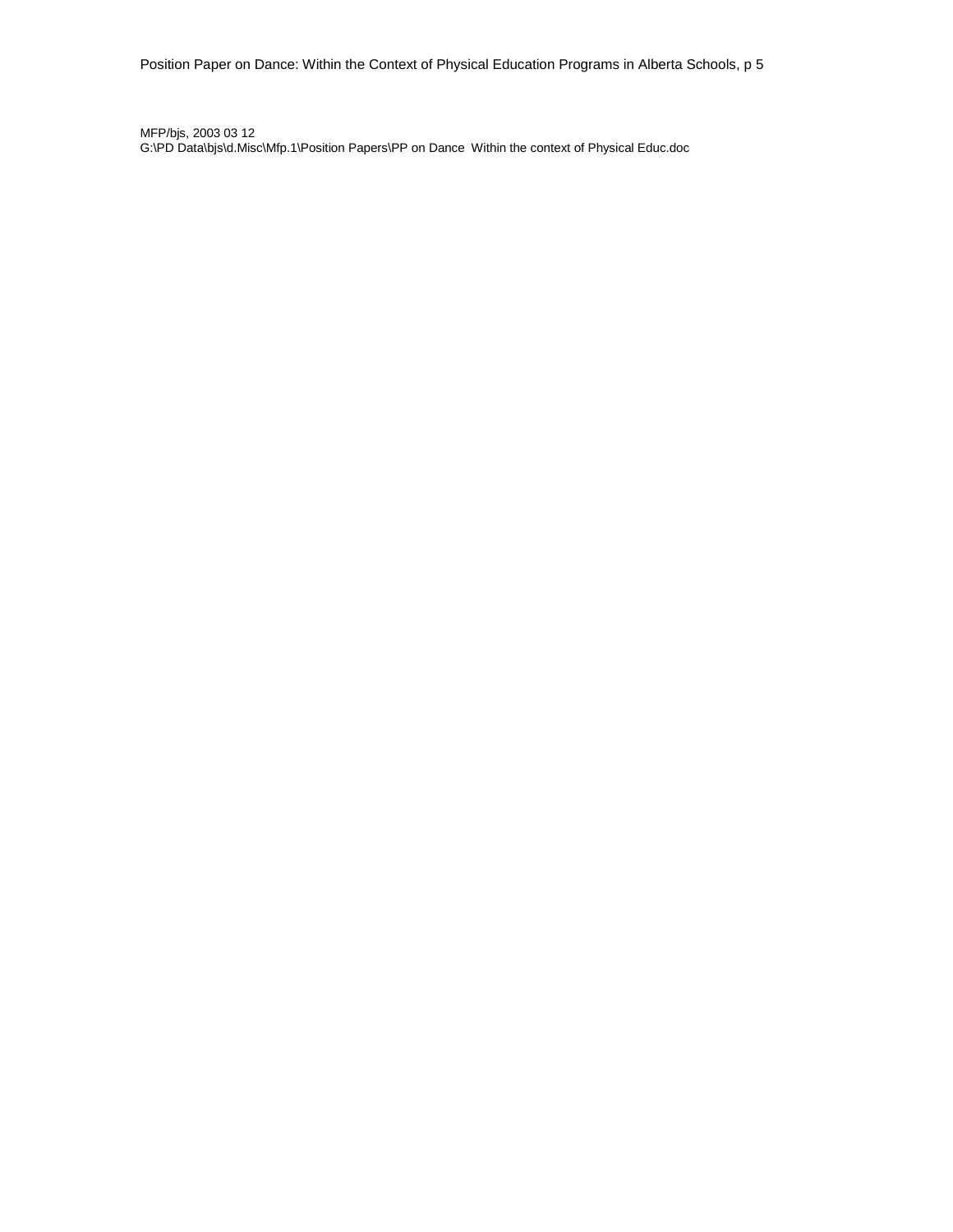MFP/bjs, 2003 03 12
G:\PD Data\bjs\d.Misc\Mfp.1\Position Papers\PP on Dance Within the context of Physical Educ.doc